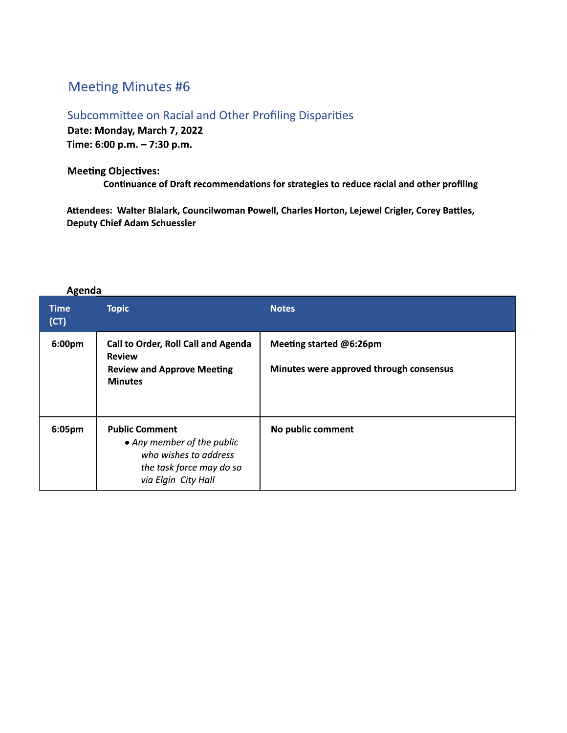# Meeting Minutes #6

## Subcommittee on Racial and Other Profiling Disparities

**Date: Monday, March 7, 2022**
**Time: 6:00 p.m. – 7:30 p.m.**

**Meeting Objectives:**

**Continuance of Draft recommendations for strategies to reduce racial and other profiling**

**Attendees: Walter Blalark, Councilwoman Powell, Charles Horton, Lejewel Crigler, Corey Battles, Deputy Chief Adam Schuessler**

**Agenda**

| Time (CT) | Topic | Notes |
|---|---|---|
| **6:00pm** | **Call to Order, Roll Call and Agenda Review**<br>**Review and Approve Meeting Minutes** | **Meeting started @6:26pm**<br><br>**Minutes were approved through consensus** |
| **6:05pm** | **Public Comment**<br>• *Any member of the public who wishes to address the task force may do so via Elgin City Hall* | **No public comment** |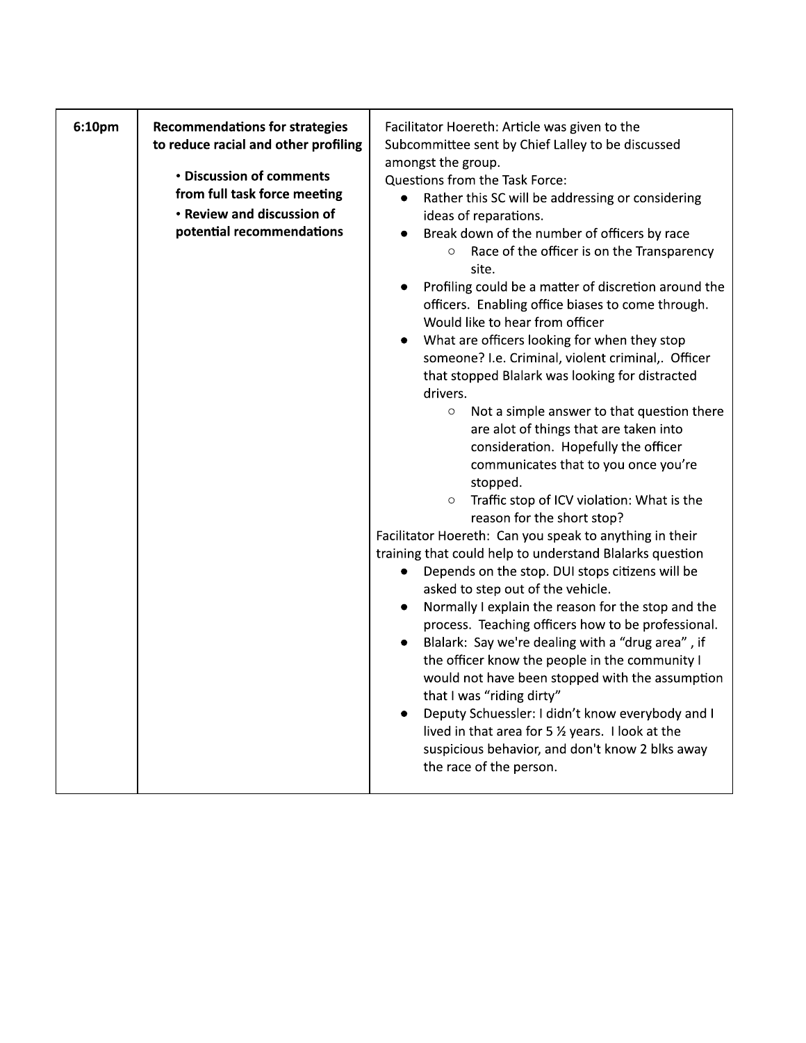| 6:10pm | **Recommendations for strategies to reduce racial and other profiling**<br><br>**• Discussion of comments from full task force meeting**<br>**• Review and discussion of potential recommendations** | Facilitator Hoereth: Article was given to the Subcommittee sent by Chief Lalley to be discussed amongst the group.<br>Questions from the Task Force:<br>• Rather this SC will be addressing or considering ideas of reparations.<br>• Break down of the number of officers by race<br>&nbsp;&nbsp;&nbsp;&nbsp;○ Race of the officer is on the Transparency site.<br>• Profiling could be a matter of discretion around the officers. Enabling office biases to come through. Would like to hear from officer<br>• What are officers looking for when they stop someone? I.e. Criminal, violent criminal,. Officer that stopped Blalark was looking for distracted drivers.<br>&nbsp;&nbsp;&nbsp;&nbsp;○ Not a simple answer to that question there are alot of things that are taken into consideration. Hopefully the officer communicates that to you once you're stopped.<br>&nbsp;&nbsp;&nbsp;&nbsp;○ Traffic stop of ICV violation: What is the reason for the short stop?<br>Facilitator Hoereth: Can you speak to anything in their training that could help to understand Blalarks question<br>• Depends on the stop. DUI stops citizens will be asked to step out of the vehicle.<br>• Normally I explain the reason for the stop and the process. Teaching officers how to be professional.<br>• Blalark: Say we're dealing with a "drug area" , if the officer know the people in the community I would not have been stopped with the assumption that I was "riding dirty"<br>• Deputy Schuessler: I didn't know everybody and I lived in that area for 5 ½ years. I look at the suspicious behavior, and don't know 2 blks away the race of the person. |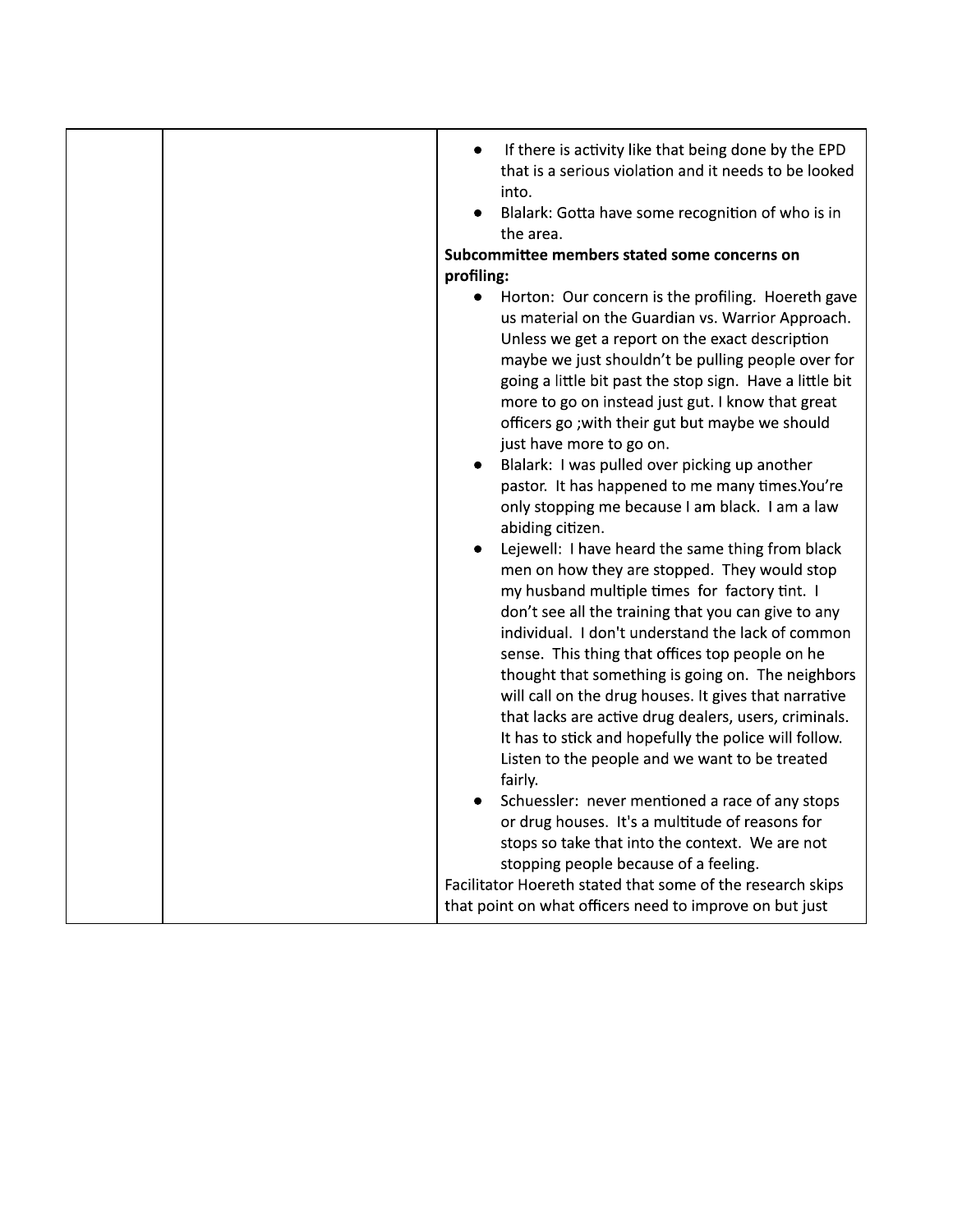| | | <ul><li>If there is activity like that being done by the EPD that is a serious violation and it needs to be looked into.</li><li>Blalark: Gotta have some recognition of who is in the area.</li></ul>**Subcommittee members stated some concerns on profiling:**<ul><li>Horton: Our concern is the profiling. Hoereth gave us material on the Guardian vs. Warrior Approach. Unless we get a report on the exact description maybe we just shouldn't be pulling people over for going a little bit past the stop sign. Have a little bit more to go on instead just gut. I know that great officers go ;with their gut but maybe we should just have more to go on.</li><li>Blalark: I was pulled over picking up another pastor. It has happened to me many times.You're only stopping me because I am black. I am a law abiding citizen.</li><li>Lejewell: I have heard the same thing from black men on how they are stopped. They would stop my husband multiple times for factory tint. I don't see all the training that you can give to any individual. I don't understand the lack of common sense. This thing that offices top people on he thought that something is going on. The neighbors will call on the drug houses. It gives that narrative that lacks are active drug dealers, users, criminals. It has to stick and hopefully the police will follow. Listen to the people and we want to be treated fairly.</li><li>Schuessler: never mentioned a race of any stops or drug houses. It's a multitude of reasons for stops so take that into the context. We are not stopping people because of a feeling.</li></ul>Facilitator Hoereth stated that some of the research skips that point on what officers need to improve on but just |
|---|---|---|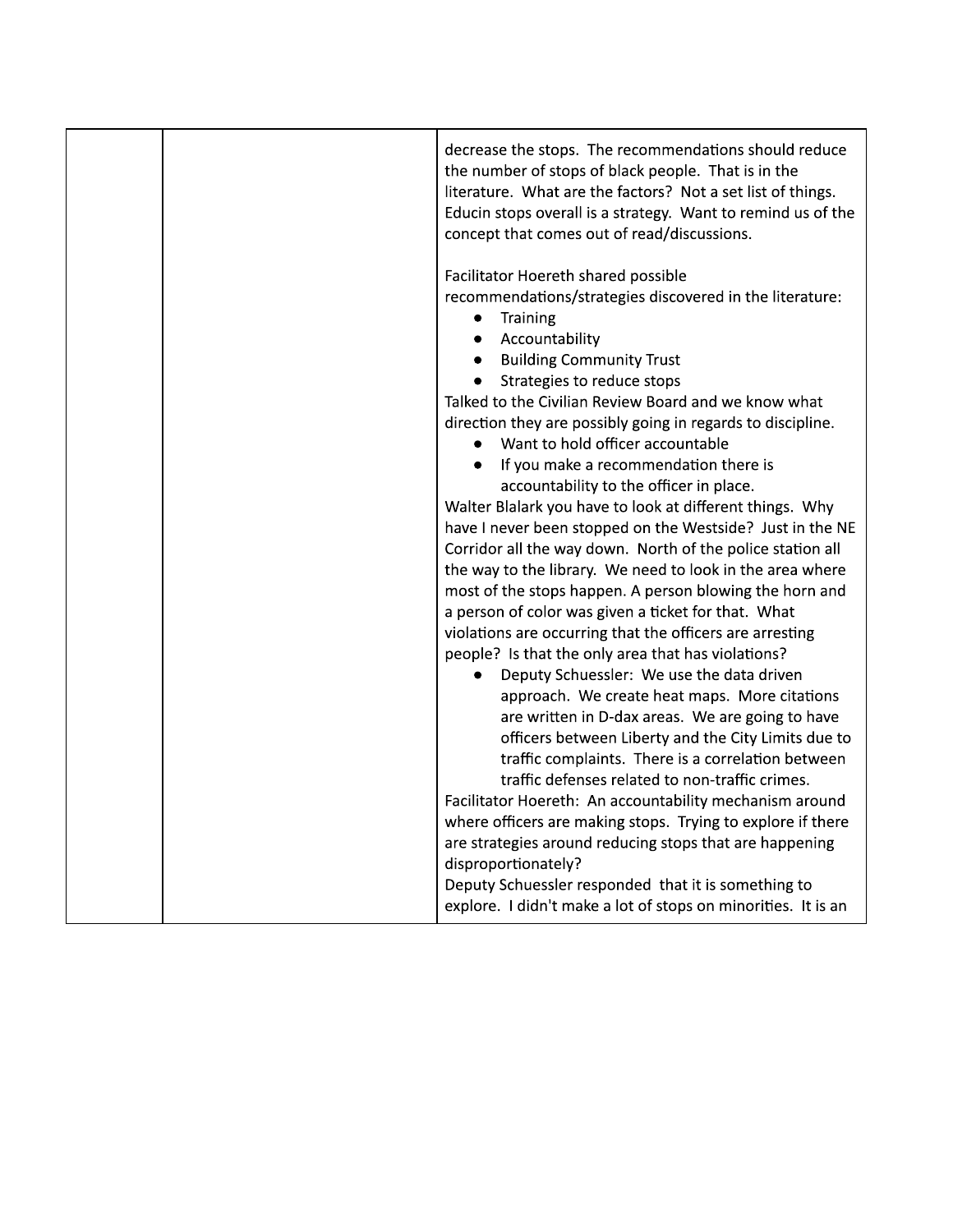| | | |
|---|---|---|
| | | decrease the stops. The recommendations should reduce the number of stops of black people. That is in the literature. What are the factors? Not a set list of things. Educin stops overall is a strategy. Want to remind us of the concept that comes out of read/discussions.<br><br>Facilitator Hoereth shared possible recommendations/strategies discovered in the literature:<br>● Training<br>● Accountability<br>● Building Community Trust<br>● Strategies to reduce stops<br>Talked to the Civilian Review Board and we know what direction they are possibly going in regards to discipline.<br>● Want to hold officer accountable<br>● If you make a recommendation there is accountability to the officer in place.<br>Walter Blalark you have to look at different things. Why have I never been stopped on the Westside? Just in the NE Corridor all the way down. North of the police station all the way to the library. We need to look in the area where most of the stops happen. A person blowing the horn and a person of color was given a ticket for that. What violations are occurring that the officers are arresting people? Is that the only area that has violations?<br>● Deputy Schuessler: We use the data driven approach. We create heat maps. More citations are written in D-dax areas. We are going to have officers between Liberty and the City Limits due to traffic complaints. There is a correlation between traffic defenses related to non-traffic crimes.<br>Facilitator Hoereth: An accountability mechanism around where officers are making stops. Trying to explore if there are strategies around reducing stops that are happening disproportionately?<br>Deputy Schuessler responded that it is something to explore. I didn't make a lot of stops on minorities. It is an |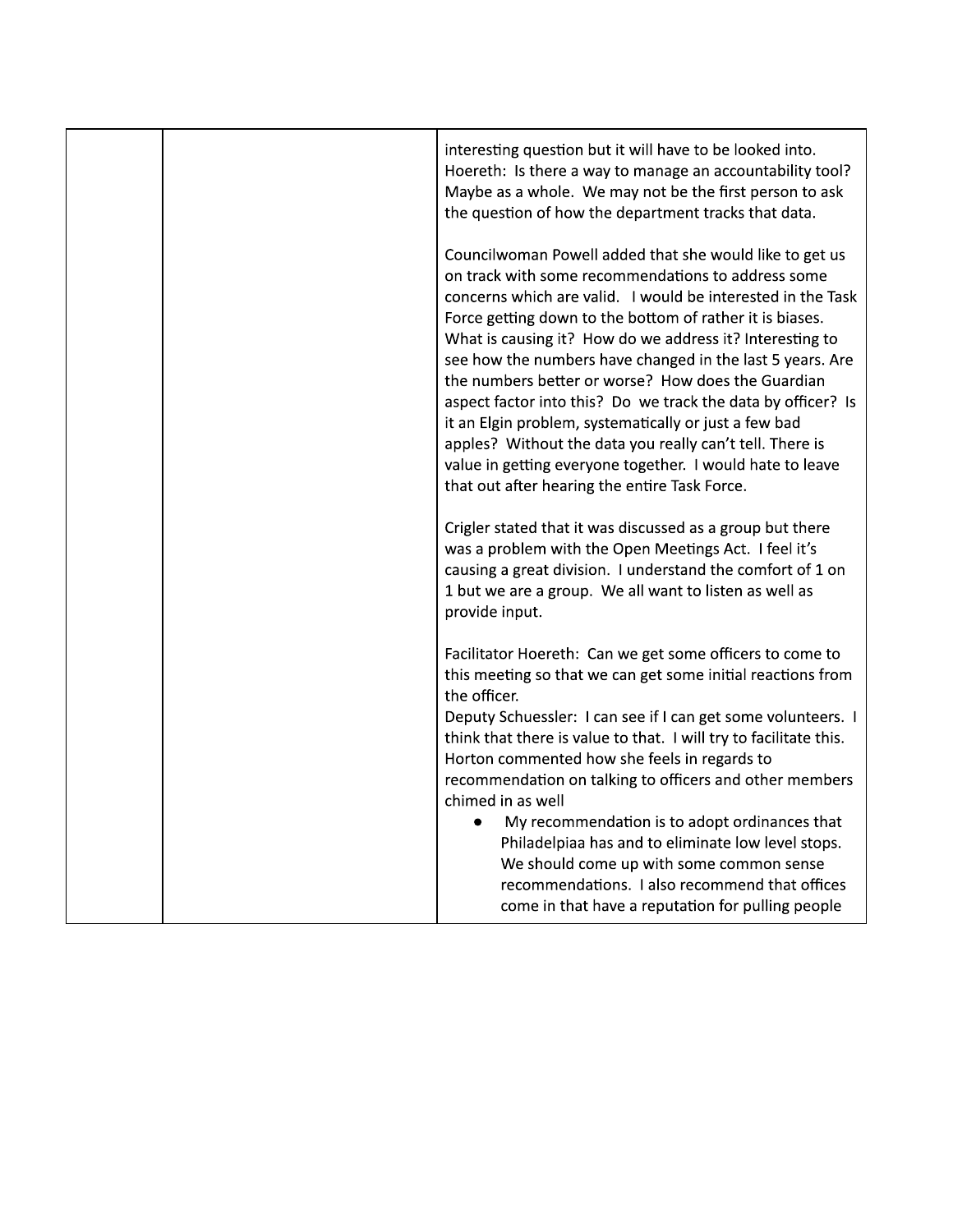| | | |
|---|---|---|
| | | interesting question but it will have to be looked into. Hoereth: Is there a way to manage an accountability tool? Maybe as a whole. We may not be the first person to ask the question of how the department tracks that data.<br><br>Councilwoman Powell added that she would like to get us on track with some recommendations to address some concerns which are valid. I would be interested in the Task Force getting down to the bottom of rather it is biases. What is causing it? How do we address it? Interesting to see how the numbers have changed in the last 5 years. Are the numbers better or worse? How does the Guardian aspect factor into this? Do we track the data by officer? Is it an Elgin problem, systematically or just a few bad apples? Without the data you really can't tell. There is value in getting everyone together. I would hate to leave that out after hearing the entire Task Force.<br><br>Crigler stated that it was discussed as a group but there was a problem with the Open Meetings Act. I feel it's causing a great division. I understand the comfort of 1 on 1 but we are a group. We all want to listen as well as provide input.<br><br>Facilitator Hoereth: Can we get some officers to come to this meeting so that we can get some initial reactions from the officer.<br>Deputy Schuessler: I can see if I can get some volunteers. I think that there is value to that. I will try to facilitate this.<br>Horton commented how she feels in regards to recommendation on talking to officers and other members chimed in as well<br>• My recommendation is to adopt ordinances that Philadelpiaa has and to eliminate low level stops. We should come up with some common sense recommendations. I also recommend that offices come in that have a reputation for pulling people |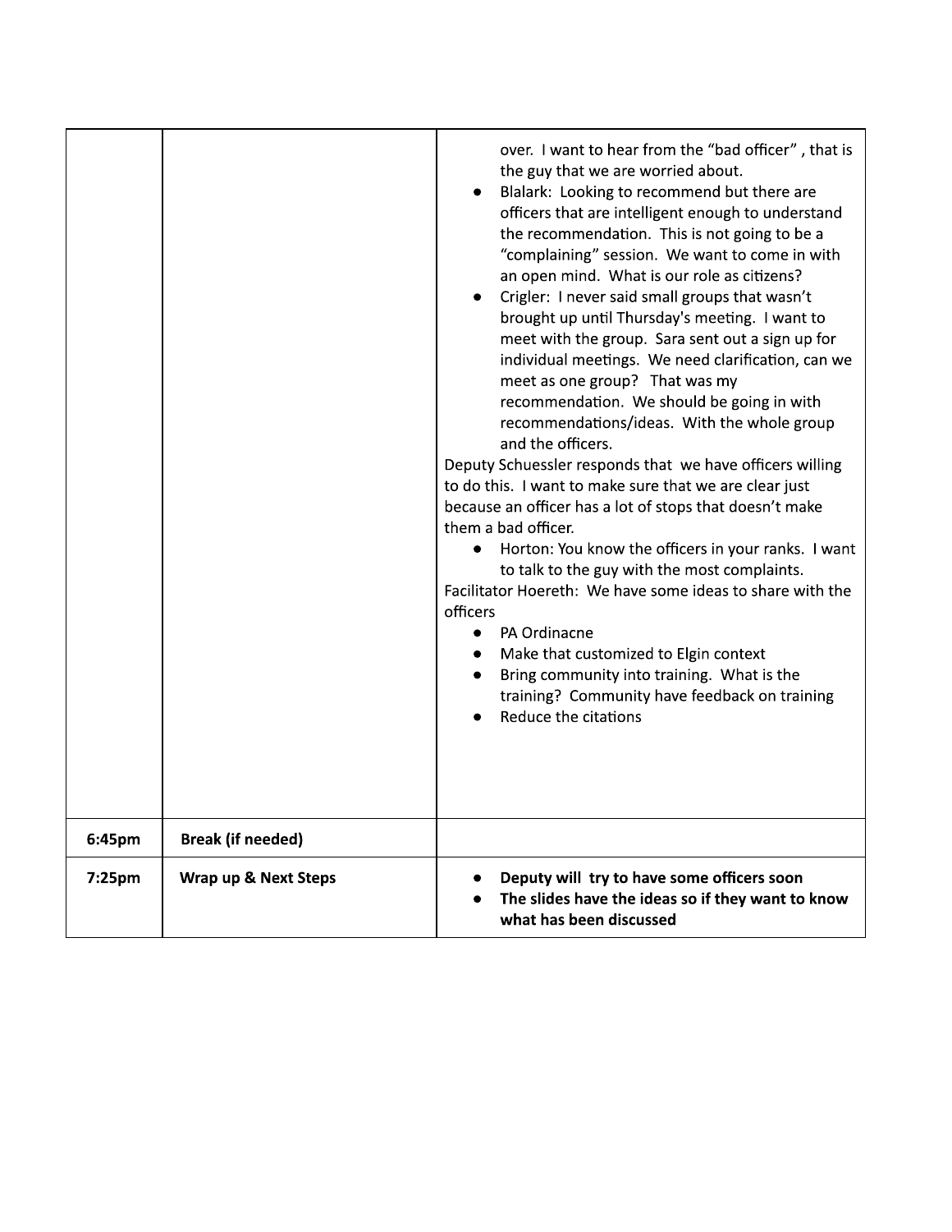| | | |
|---|---|---|
| | | over. I want to hear from the "bad officer" , that is the guy that we are worried about.<br>• Blalark: Looking to recommend but there are officers that are intelligent enough to understand the recommendation. This is not going to be a "complaining" session. We want to come in with an open mind. What is our role as citizens?<br>• Crigler: I never said small groups that wasn't brought up until Thursday's meeting. I want to meet with the group. Sara sent out a sign up for individual meetings. We need clarification, can we meet as one group? That was my recommendation. We should be going in with recommendations/ideas. With the whole group and the officers.<br>Deputy Schuessler responds that we have officers willing to do this. I want to make sure that we are clear just because an officer has a lot of stops that doesn't make them a bad officer.<br>• Horton: You know the officers in your ranks. I want to talk to the guy with the most complaints.<br>Facilitator Hoereth: We have some ideas to share with the officers<br>• PA Ordinacne<br>• Make that customized to Elgin context<br>• Bring community into training. What is the training? Community have feedback on training<br>• Reduce the citations |
| **6:45pm** | **Break (if needed)** | |
| **7:25pm** | **Wrap up & Next Steps** | • **Deputy will try to have some officers soon**<br>• **The slides have the ideas so if they want to know what has been discussed** |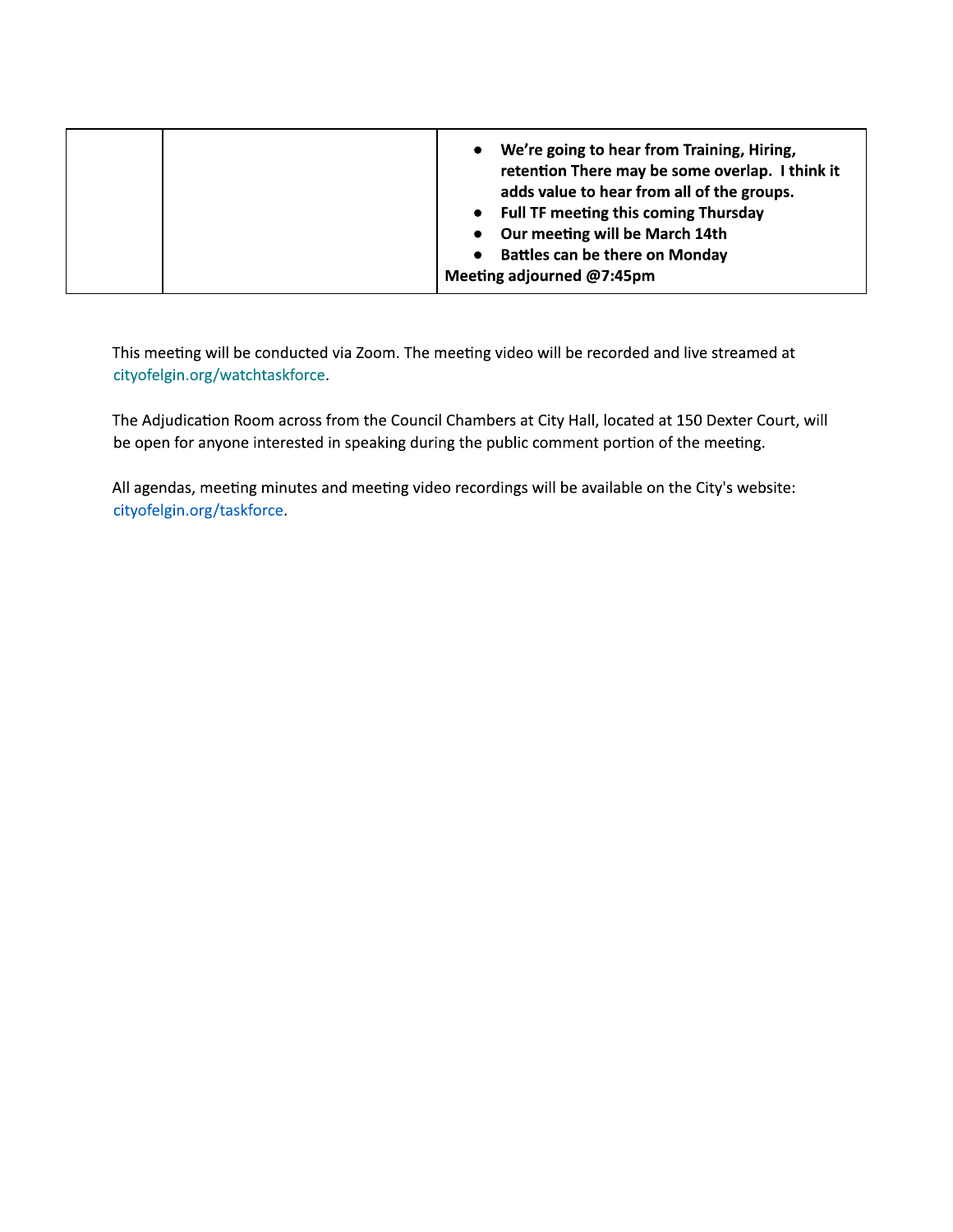| | | |
|---|---|---|
| | | <ul><li>**We're going to hear from Training, Hiring, retention There may be some overlap. I think it adds value to hear from all of the groups.**</li><li>**Full TF meeting this coming Thursday**</li><li>**Our meeting will be March 14th**</li><li>**Battles can be there on Monday**</li></ul>**Meeting adjourned @7:45pm** |

This meeting will be conducted via Zoom. The meeting video will be recorded and live streamed at cityofelgin.org/watchtaskforce.

The Adjudication Room across from the Council Chambers at City Hall, located at 150 Dexter Court, will be open for anyone interested in speaking during the public comment portion of the meeting.

All agendas, meeting minutes and meeting video recordings will be available on the City's website: cityofelgin.org/taskforce.